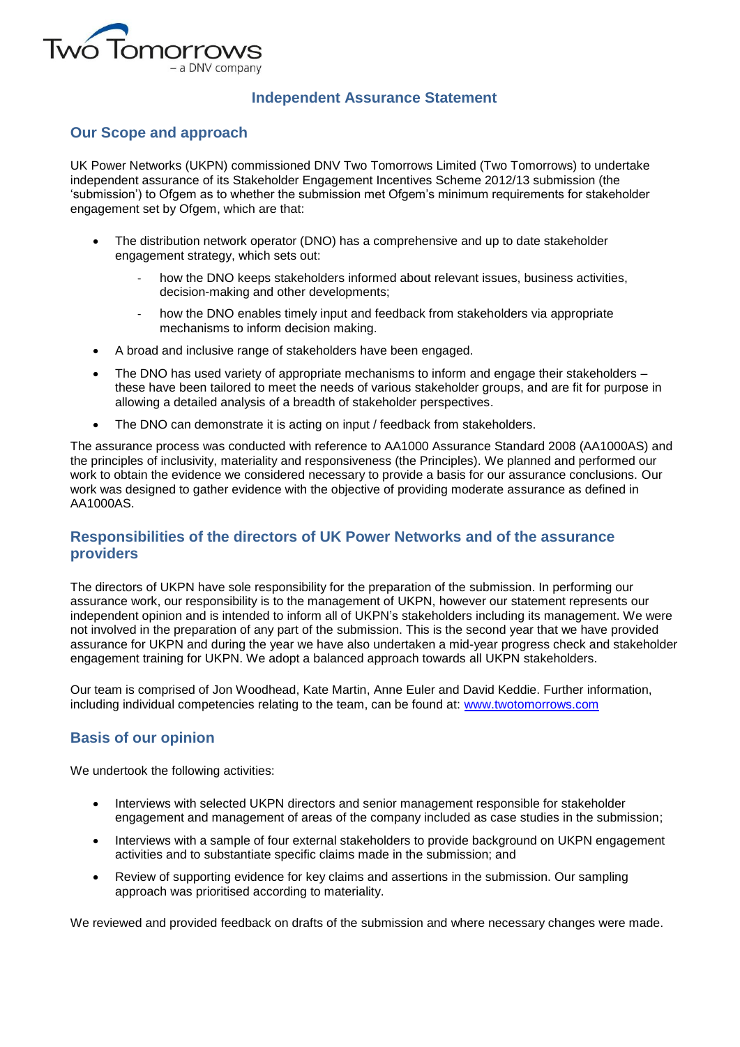# Independent Assurance Statement

## Our Scope and approach

UK Power Networks (UKPN) commissioned DNV Two Tomorrows Limited (Two Tomorrows) to undertake independent assurance of its Stakeholder Engagement Incentives Scheme 2012/13 submission (the 'submission') to Ofgem as to whether the submission met Ofgem's minimum requirements for stakeholder engagement set by Ofgem, which are that:

- The distribution network operator (DNO) has a comprehensive and up to date stakeholder engagement strategy, which sets out:
  - how the DNO keeps stakeholders informed about relevant issues, business activities, decision-making and other developments;
  - how the DNO enables timely input and feedback from stakeholders via appropriate mechanisms to inform decision making.
- A broad and inclusive range of stakeholders have been engaged.
- The DNO has used variety of appropriate mechanisms to inform and engage their stakeholders – these have been tailored to meet the needs of various stakeholder groups, and are fit for purpose in allowing a detailed analysis of a breadth of stakeholder perspectives.
- The DNO can demonstrate it is acting on input / feedback from stakeholders.

The assurance process was conducted with reference to AA1000 Assurance Standard 2008 (AA1000AS) and the principles of inclusivity, materiality and responsiveness (the Principles). We planned and performed our work to obtain the evidence we considered necessary to provide a basis for our assurance conclusions. Our work was designed to gather evidence with the objective of providing moderate assurance as defined in AA1000AS.

## Responsibilities of the directors of UK Power Networks and of the assurance providers

The directors of UKPN have sole responsibility for the preparation of the submission. In performing our assurance work, our responsibility is to the management of UKPN, however our statement represents our independent opinion and is intended to inform all of UKPN's stakeholders including its management. We were not involved in the preparation of any part of the submission. This is the second year that we have provided assurance for UKPN and during the year we have also undertaken a mid-year progress check and stakeholder engagement training for UKPN. We adopt a balanced approach towards all UKPN stakeholders.

Our team is comprised of Jon Woodhead, Kate Martin, Anne Euler and David Keddie. Further information, including individual competencies relating to the team, can be found at: www.twotomorrows.com

## Basis of our opinion

We undertook the following activities:

- Interviews with selected UKPN directors and senior management responsible for stakeholder engagement and management of areas of the company included as case studies in the submission;
- Interviews with a sample of four external stakeholders to provide background on UKPN engagement activities and to substantiate specific claims made in the submission; and
- Review of supporting evidence for key claims and assertions in the submission. Our sampling approach was prioritised according to materiality.

We reviewed and provided feedback on drafts of the submission and where necessary changes were made.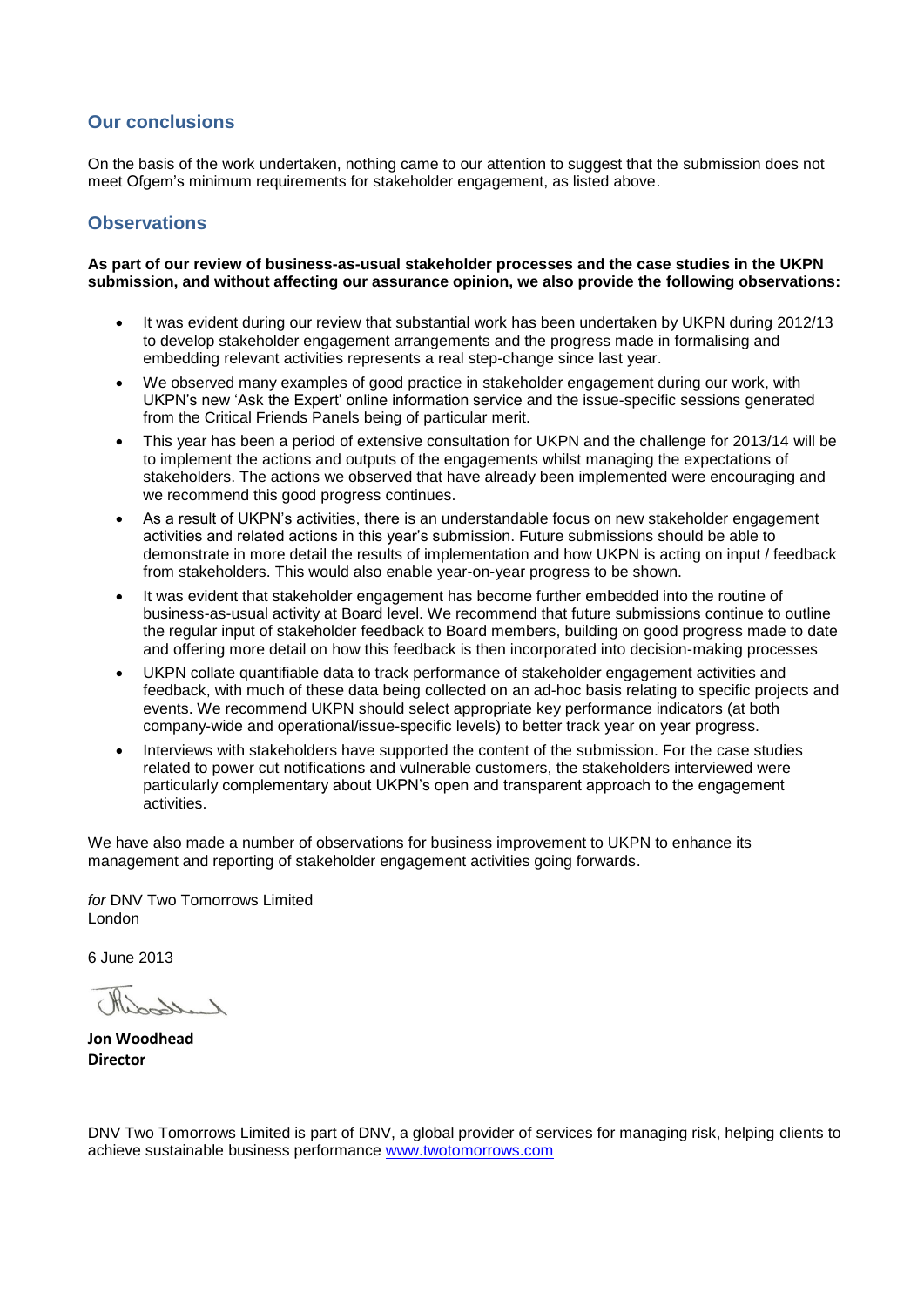## Our conclusions

On the basis of the work undertaken, nothing came to our attention to suggest that the submission does not meet Ofgem's minimum requirements for stakeholder engagement, as listed above.

## Observations

**As part of our review of business-as-usual stakeholder processes and the case studies in the UKPN submission, and without affecting our assurance opinion, we also provide the following observations:**

- It was evident during our review that substantial work has been undertaken by UKPN during 2012/13 to develop stakeholder engagement arrangements and the progress made in formalising and embedding relevant activities represents a real step-change since last year.
- We observed many examples of good practice in stakeholder engagement during our work, with UKPN's new 'Ask the Expert' online information service and the issue-specific sessions generated from the Critical Friends Panels being of particular merit.
- This year has been a period of extensive consultation for UKPN and the challenge for 2013/14 will be to implement the actions and outputs of the engagements whilst managing the expectations of stakeholders. The actions we observed that have already been implemented were encouraging and we recommend this good progress continues.
- As a result of UKPN's activities, there is an understandable focus on new stakeholder engagement activities and related actions in this year's submission. Future submissions should be able to demonstrate in more detail the results of implementation and how UKPN is acting on input / feedback from stakeholders. This would also enable year-on-year progress to be shown.
- It was evident that stakeholder engagement has become further embedded into the routine of business-as-usual activity at Board level. We recommend that future submissions continue to outline the regular input of stakeholder feedback to Board members, building on good progress made to date and offering more detail on how this feedback is then incorporated into decision-making processes
- UKPN collate quantifiable data to track performance of stakeholder engagement activities and feedback, with much of these data being collected on an ad-hoc basis relating to specific projects and events. We recommend UKPN should select appropriate key performance indicators (at both company-wide and operational/issue-specific levels) to better track year on year progress.
- Interviews with stakeholders have supported the content of the submission. For the case studies related to power cut notifications and vulnerable customers, the stakeholders interviewed were particularly complementary about UKPN's open and transparent approach to the engagement activities.

We have also made a number of observations for business improvement to UKPN to enhance its management and reporting of stakeholder engagement activities going forwards.

*for* DNV Two Tomorrows Limited
London

6 June 2013

**Jon Woodhead**
**Director**

---

DNV Two Tomorrows Limited is part of DNV, a global provider of services for managing risk, helping clients to achieve sustainable business performance www.twotomorrows.com